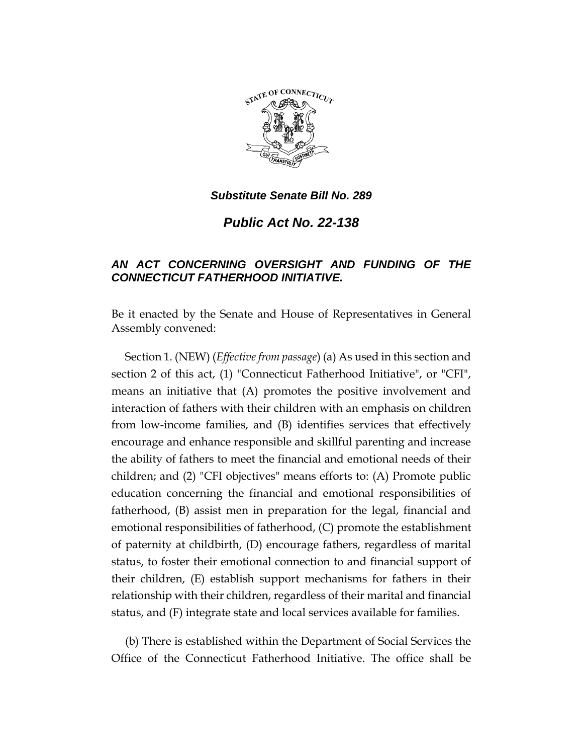***Substitute Senate Bill No. 289***

# *Public Act No. 22-138*

## *AN ACT CONCERNING OVERSIGHT AND FUNDING OF THE CONNECTICUT FATHERHOOD INITIATIVE.*

Be it enacted by the Senate and House of Representatives in General Assembly convened:

Section 1. (NEW) (*Effective from passage*) (a) As used in this section and section 2 of this act, (1) "Connecticut Fatherhood Initiative", or "CFI", means an initiative that (A) promotes the positive involvement and interaction of fathers with their children with an emphasis on children from low-income families, and (B) identifies services that effectively encourage and enhance responsible and skillful parenting and increase the ability of fathers to meet the financial and emotional needs of their children; and (2) "CFI objectives" means efforts to: (A) Promote public education concerning the financial and emotional responsibilities of fatherhood, (B) assist men in preparation for the legal, financial and emotional responsibilities of fatherhood, (C) promote the establishment of paternity at childbirth, (D) encourage fathers, regardless of marital status, to foster their emotional connection to and financial support of their children, (E) establish support mechanisms for fathers in their relationship with their children, regardless of their marital and financial status, and (F) integrate state and local services available for families.

(b) There is established within the Department of Social Services the Office of the Connecticut Fatherhood Initiative. The office shall be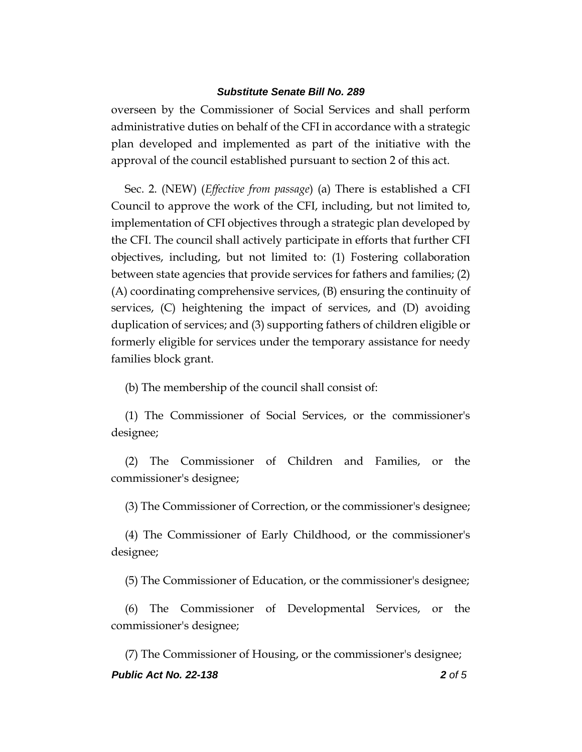overseen by the Commissioner of Social Services and shall perform administrative duties on behalf of the CFI in accordance with a strategic plan developed and implemented as part of the initiative with the approval of the council established pursuant to section 2 of this act.

Sec. 2. (NEW) (*Effective from passage*) (a) There is established a CFI Council to approve the work of the CFI, including, but not limited to, implementation of CFI objectives through a strategic plan developed by the CFI. The council shall actively participate in efforts that further CFI objectives, including, but not limited to: (1) Fostering collaboration between state agencies that provide services for fathers and families; (2) (A) coordinating comprehensive services, (B) ensuring the continuity of services, (C) heightening the impact of services, and (D) avoiding duplication of services; and (3) supporting fathers of children eligible or formerly eligible for services under the temporary assistance for needy families block grant.

(b) The membership of the council shall consist of:

(1) The Commissioner of Social Services, or the commissioner's designee;

(2) The Commissioner of Children and Families, or the commissioner's designee;

(3) The Commissioner of Correction, or the commissioner's designee;

(4) The Commissioner of Early Childhood, or the commissioner's designee;

(5) The Commissioner of Education, or the commissioner's designee;

(6) The Commissioner of Developmental Services, or the commissioner's designee;

(7) The Commissioner of Housing, or the commissioner's designee;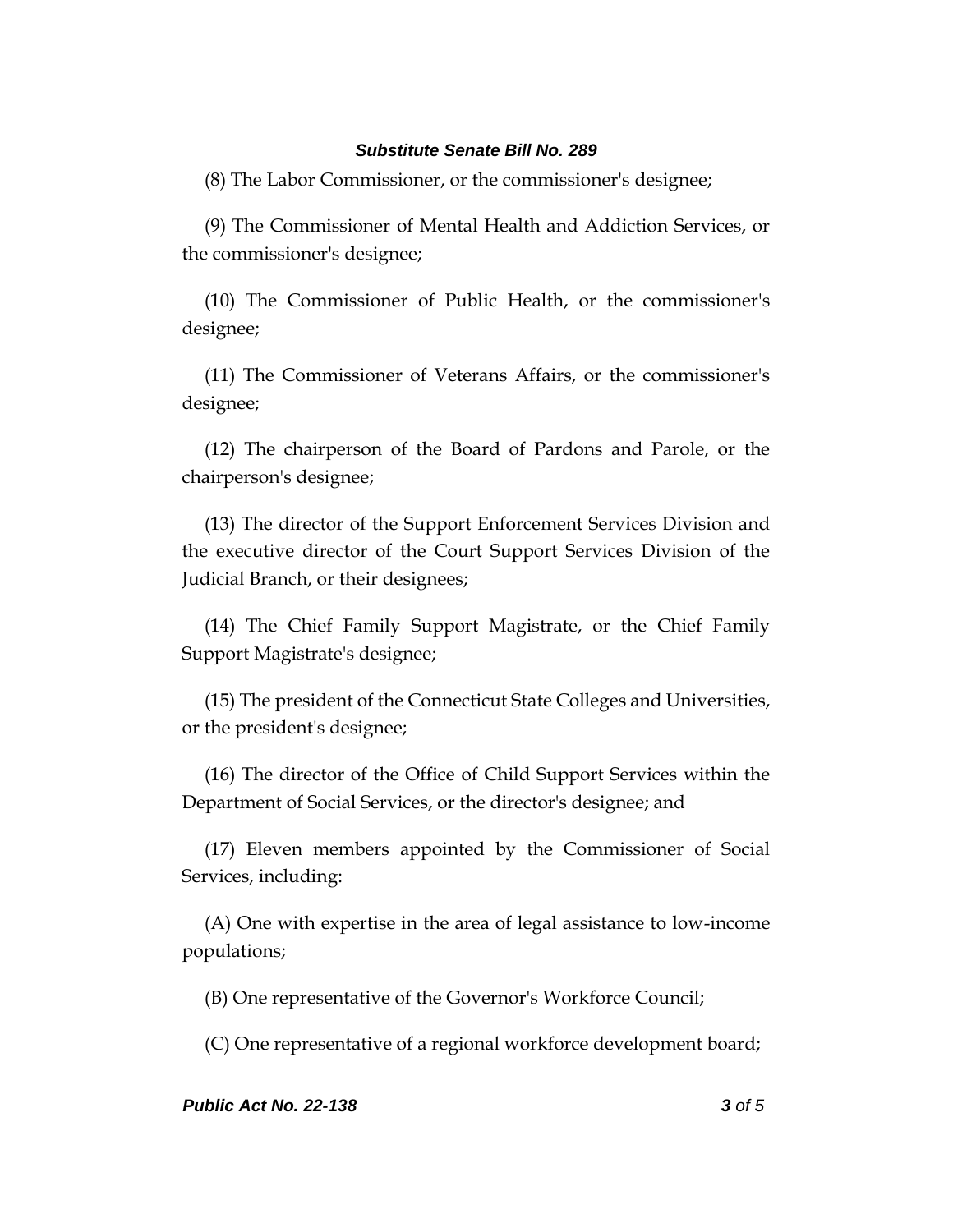(8) The Labor Commissioner, or the commissioner's designee;

(9) The Commissioner of Mental Health and Addiction Services, or the commissioner's designee;

(10) The Commissioner of Public Health, or the commissioner's designee;

(11) The Commissioner of Veterans Affairs, or the commissioner's designee;

(12) The chairperson of the Board of Pardons and Parole, or the chairperson's designee;

(13) The director of the Support Enforcement Services Division and the executive director of the Court Support Services Division of the Judicial Branch, or their designees;

(14) The Chief Family Support Magistrate, or the Chief Family Support Magistrate's designee;

(15) The president of the Connecticut State Colleges and Universities, or the president's designee;

(16) The director of the Office of Child Support Services within the Department of Social Services, or the director's designee; and

(17) Eleven members appointed by the Commissioner of Social Services, including:

(A) One with expertise in the area of legal assistance to low-income populations;

(B) One representative of the Governor's Workforce Council;

(C) One representative of a regional workforce development board;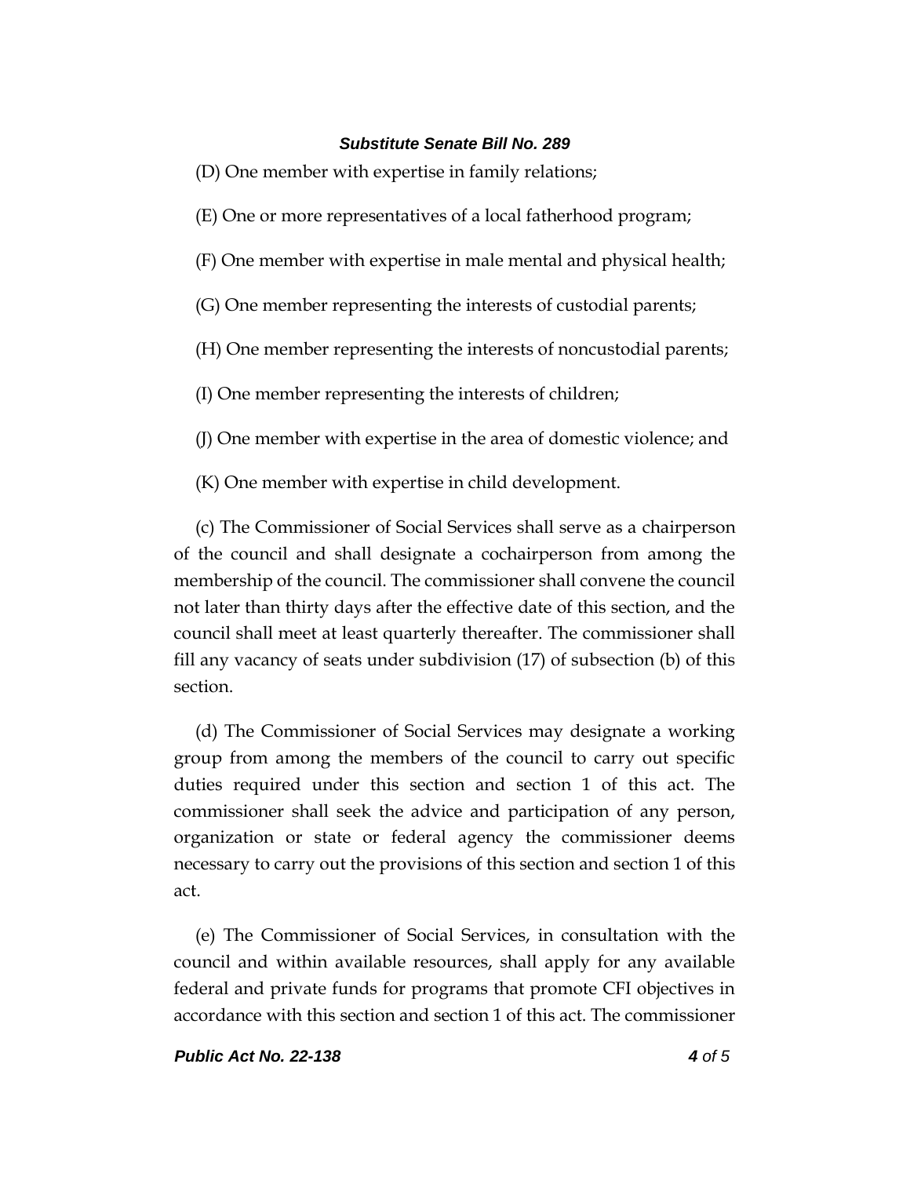(D) One member with expertise in family relations;

(E) One or more representatives of a local fatherhood program;

(F) One member with expertise in male mental and physical health;

(G) One member representing the interests of custodial parents;

(H) One member representing the interests of noncustodial parents;

(I) One member representing the interests of children;

(J) One member with expertise in the area of domestic violence; and

(K) One member with expertise in child development.

(c) The Commissioner of Social Services shall serve as a chairperson of the council and shall designate a cochairperson from among the membership of the council. The commissioner shall convene the council not later than thirty days after the effective date of this section, and the council shall meet at least quarterly thereafter. The commissioner shall fill any vacancy of seats under subdivision (17) of subsection (b) of this section.

(d) The Commissioner of Social Services may designate a working group from among the members of the council to carry out specific duties required under this section and section 1 of this act. The commissioner shall seek the advice and participation of any person, organization or state or federal agency the commissioner deems necessary to carry out the provisions of this section and section 1 of this act.

(e) The Commissioner of Social Services, in consultation with the council and within available resources, shall apply for any available federal and private funds for programs that promote CFI objectives in accordance with this section and section 1 of this act. The commissioner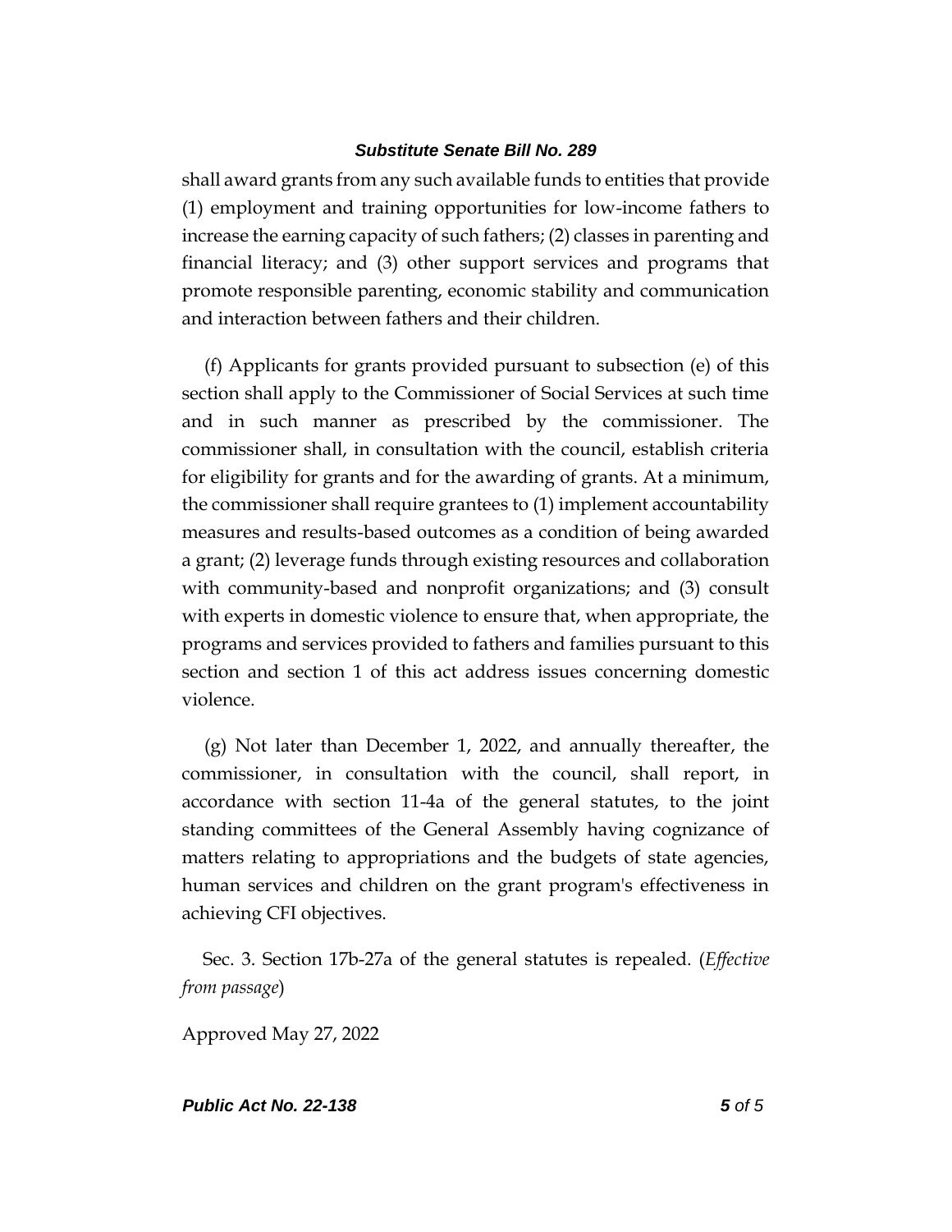shall award grants from any such available funds to entities that provide (1) employment and training opportunities for low-income fathers to increase the earning capacity of such fathers; (2) classes in parenting and financial literacy; and (3) other support services and programs that promote responsible parenting, economic stability and communication and interaction between fathers and their children.

(f) Applicants for grants provided pursuant to subsection (e) of this section shall apply to the Commissioner of Social Services at such time and in such manner as prescribed by the commissioner. The commissioner shall, in consultation with the council, establish criteria for eligibility for grants and for the awarding of grants. At a minimum, the commissioner shall require grantees to (1) implement accountability measures and results-based outcomes as a condition of being awarded a grant; (2) leverage funds through existing resources and collaboration with community-based and nonprofit organizations; and (3) consult with experts in domestic violence to ensure that, when appropriate, the programs and services provided to fathers and families pursuant to this section and section 1 of this act address issues concerning domestic violence.

(g) Not later than December 1, 2022, and annually thereafter, the commissioner, in consultation with the council, shall report, in accordance with section 11-4a of the general statutes, to the joint standing committees of the General Assembly having cognizance of matters relating to appropriations and the budgets of state agencies, human services and children on the grant program's effectiveness in achieving CFI objectives.

Sec. 3. Section 17b-27a of the general statutes is repealed. (*Effective from passage*)

Approved May 27, 2022